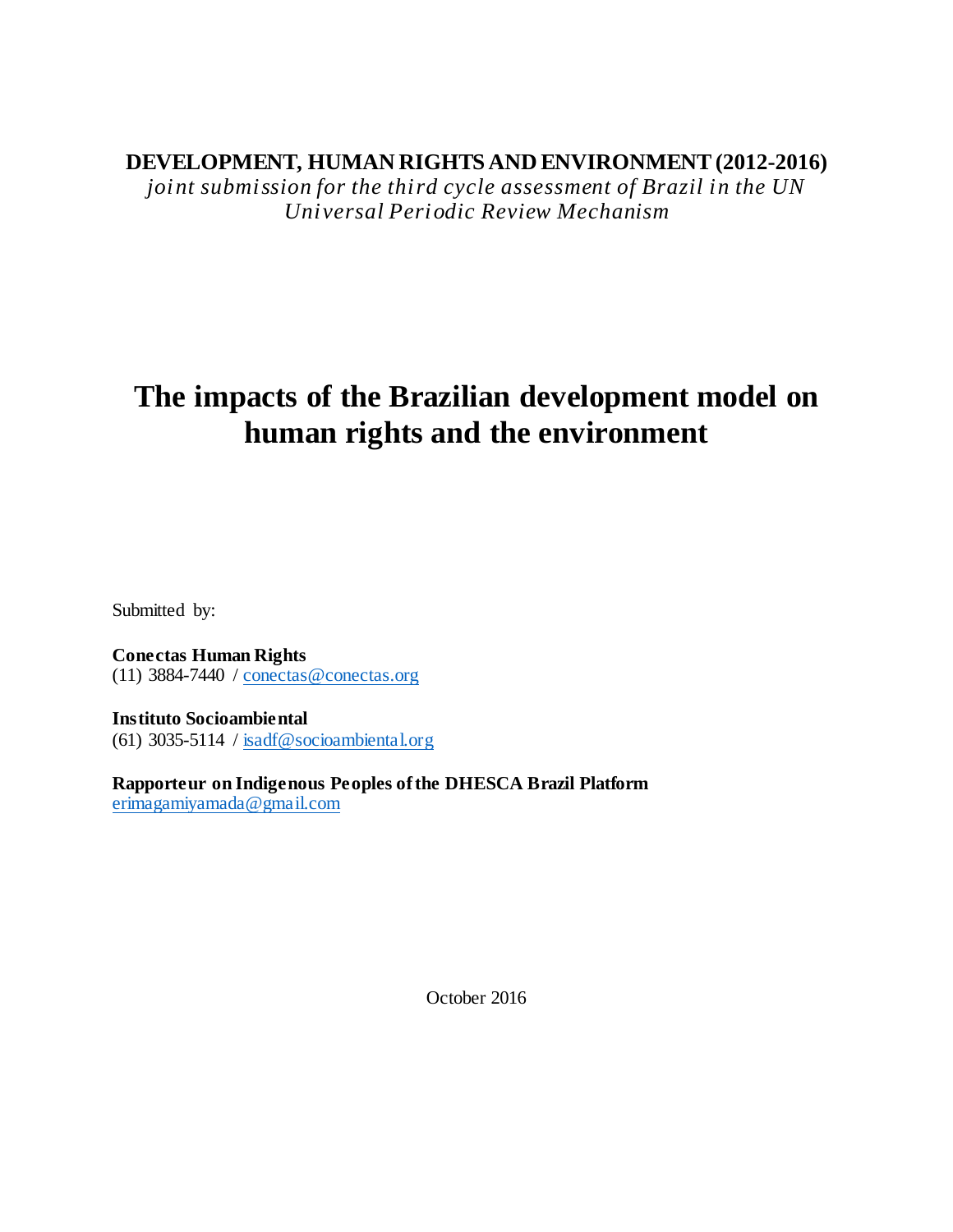**DEVELOPMENT, HUMAN RIGHTS AND ENVIRONMENT (2012-2016)**

*joint submission for the third cycle assessment of Brazil in the UN Universal Periodic Review Mechanism*

# The impacts of the Brazilian development model on human rights and the environment

Submitted by:

**Conectas Human Rights**
(11) 3884-7440 / conectas@conectas.org

**Instituto Socioambiental**
(61) 3035-5114 / isadf@socioambiental.org

**Rapporteur on Indigenous Peoples of the DHESCA Brazil Platform**
erimagamiyamada@gmail.com

October 2016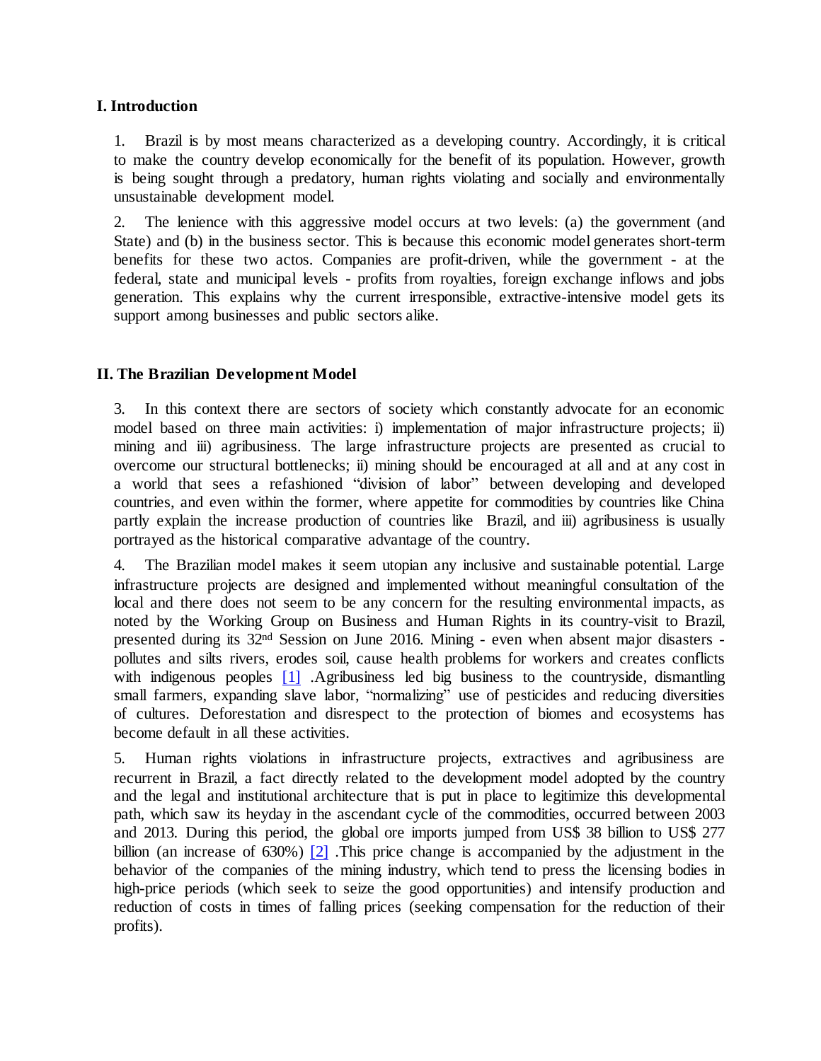## I. Introduction

1. Brazil is by most means characterized as a developing country. Accordingly, it is critical to make the country develop economically for the benefit of its population. However, growth is being sought through a predatory, human rights violating and socially and environmentally unsustainable development model.

2. The lenience with this aggressive model occurs at two levels: (a) the government (and State) and (b) in the business sector. This is because this economic model generates short-term benefits for these two actos. Companies are profit-driven, while the government - at the federal, state and municipal levels - profits from royalties, foreign exchange inflows and jobs generation. This explains why the current irresponsible, extractive-intensive model gets its support among businesses and public sectors alike.

## II. The Brazilian Development Model

3. In this context there are sectors of society which constantly advocate for an economic model based on three main activities: i) implementation of major infrastructure projects; ii) mining and iii) agribusiness. The large infrastructure projects are presented as crucial to overcome our structural bottlenecks; ii) mining should be encouraged at all and at any cost in a world that sees a refashioned "division of labor" between developing and developed countries, and even within the former, where appetite for commodities by countries like China partly explain the increase production of countries like Brazil, and iii) agribusiness is usually portrayed as the historical comparative advantage of the country.

4. The Brazilian model makes it seem utopian any inclusive and sustainable potential. Large infrastructure projects are designed and implemented without meaningful consultation of the local and there does not seem to be any concern for the resulting environmental impacts, as noted by the Working Group on Business and Human Rights in its country-visit to Brazil, presented during its 32nd Session on June 2016. Mining - even when absent major disasters - pollutes and silts rivers, erodes soil, cause health problems for workers and creates conflicts with indigenous peoples [1] .Agribusiness led big business to the countryside, dismantling small farmers, expanding slave labor, "normalizing" use of pesticides and reducing diversities of cultures. Deforestation and disrespect to the protection of biomes and ecosystems has become default in all these activities.

5. Human rights violations in infrastructure projects, extractives and agribusiness are recurrent in Brazil, a fact directly related to the development model adopted by the country and the legal and institutional architecture that is put in place to legitimize this developmental path, which saw its heyday in the ascendant cycle of the commodities, occurred between 2003 and 2013. During this period, the global ore imports jumped from US$ 38 billion to US$ 277 billion (an increase of 630%) [2] .This price change is accompanied by the adjustment in the behavior of the companies of the mining industry, which tend to press the licensing bodies in high-price periods (which seek to seize the good opportunities) and intensify production and reduction of costs in times of falling prices (seeking compensation for the reduction of their profits).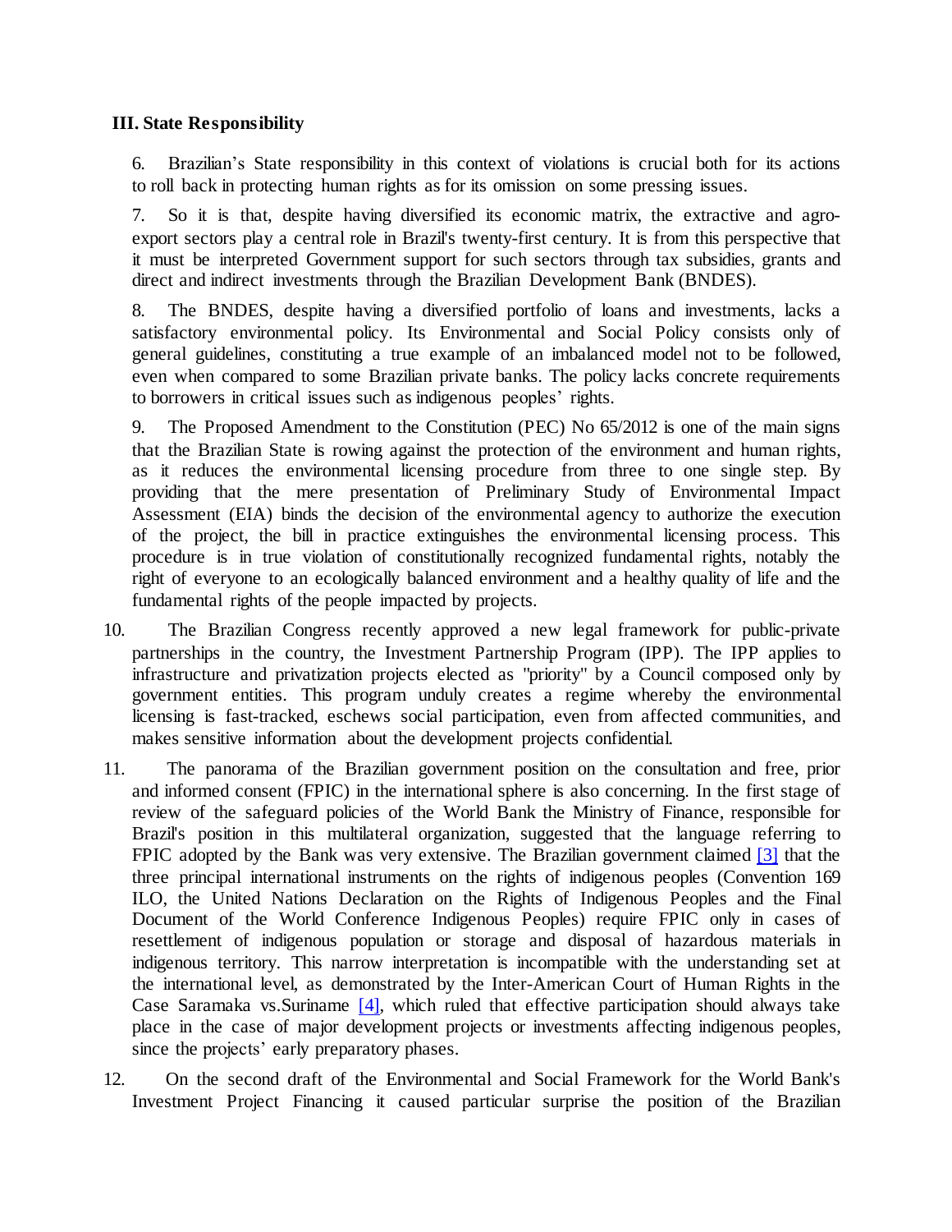### III. State Responsibility

6. Brazilian's State responsibility in this context of violations is crucial both for its actions to roll back in protecting human rights as for its omission on some pressing issues.

7. So it is that, despite having diversified its economic matrix, the extractive and agro-export sectors play a central role in Brazil's twenty-first century. It is from this perspective that it must be interpreted Government support for such sectors through tax subsidies, grants and direct and indirect investments through the Brazilian Development Bank (BNDES).

8. The BNDES, despite having a diversified portfolio of loans and investments, lacks a satisfactory environmental policy. Its Environmental and Social Policy consists only of general guidelines, constituting a true example of an imbalanced model not to be followed, even when compared to some Brazilian private banks. The policy lacks concrete requirements to borrowers in critical issues such as indigenous peoples' rights.

9. The Proposed Amendment to the Constitution (PEC) No 65/2012 is one of the main signs that the Brazilian State is rowing against the protection of the environment and human rights, as it reduces the environmental licensing procedure from three to one single step. By providing that the mere presentation of Preliminary Study of Environmental Impact Assessment (EIA) binds the decision of the environmental agency to authorize the execution of the project, the bill in practice extinguishes the environmental licensing process. This procedure is in true violation of constitutionally recognized fundamental rights, notably the right of everyone to an ecologically balanced environment and a healthy quality of life and the fundamental rights of the people impacted by projects.

10. The Brazilian Congress recently approved a new legal framework for public-private partnerships in the country, the Investment Partnership Program (IPP). The IPP applies to infrastructure and privatization projects elected as "priority" by a Council composed only by government entities. This program unduly creates a regime whereby the environmental licensing is fast-tracked, eschews social participation, even from affected communities, and makes sensitive information about the development projects confidential.

11. The panorama of the Brazilian government position on the consultation and free, prior and informed consent (FPIC) in the international sphere is also concerning. In the first stage of review of the safeguard policies of the World Bank the Ministry of Finance, responsible for Brazil's position in this multilateral organization, suggested that the language referring to FPIC adopted by the Bank was very extensive. The Brazilian government claimed [3] that the three principal international instruments on the rights of indigenous peoples (Convention 169 ILO, the United Nations Declaration on the Rights of Indigenous Peoples and the Final Document of the World Conference Indigenous Peoples) require FPIC only in cases of resettlement of indigenous population or storage and disposal of hazardous materials in indigenous territory. This narrow interpretation is incompatible with the understanding set at the international level, as demonstrated by the Inter-American Court of Human Rights in the Case Saramaka vs.Suriname [4], which ruled that effective participation should always take place in the case of major development projects or investments affecting indigenous peoples, since the projects' early preparatory phases.

12. On the second draft of the Environmental and Social Framework for the World Bank's Investment Project Financing it caused particular surprise the position of the Brazilian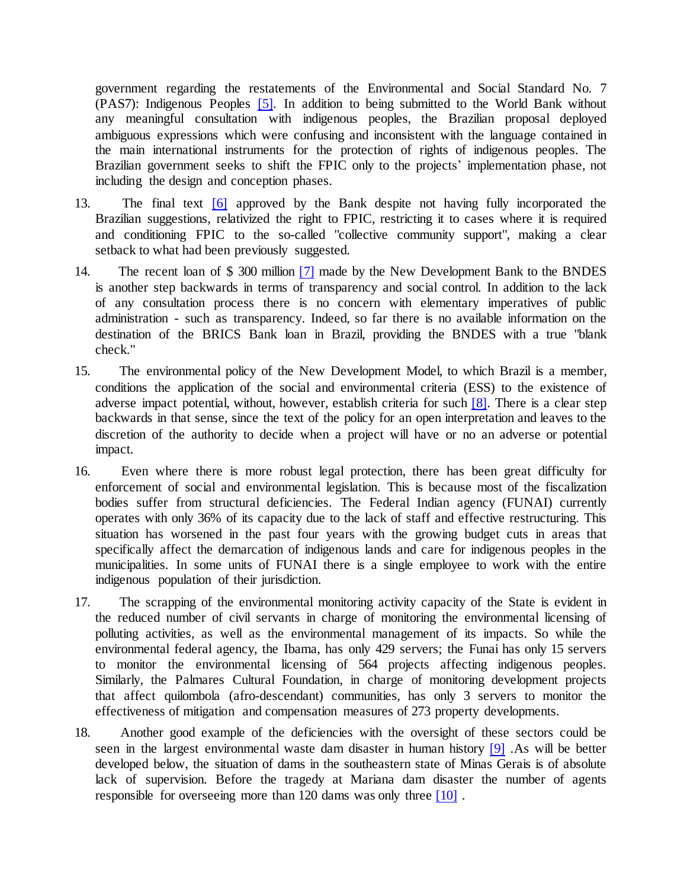government regarding the restatements of the Environmental and Social Standard No. 7 (PAS7): Indigenous Peoples [5]. In addition to being submitted to the World Bank without any meaningful consultation with indigenous peoples, the Brazilian proposal deployed ambiguous expressions which were confusing and inconsistent with the language contained in the main international instruments for the protection of rights of indigenous peoples. The Brazilian government seeks to shift the FPIC only to the projects' implementation phase, not including the design and conception phases.

13. The final text [6] approved by the Bank despite not having fully incorporated the Brazilian suggestions, relativized the right to FPIC, restricting it to cases where it is required and conditioning FPIC to the so-called "collective community support", making a clear setback to what had been previously suggested.

14. The recent loan of $ 300 million [7] made by the New Development Bank to the BNDES is another step backwards in terms of transparency and social control. In addition to the lack of any consultation process there is no concern with elementary imperatives of public administration - such as transparency. Indeed, so far there is no available information on the destination of the BRICS Bank loan in Brazil, providing the BNDES with a true "blank check."

15. The environmental policy of the New Development Model, to which Brazil is a member, conditions the application of the social and environmental criteria (ESS) to the existence of adverse impact potential, without, however, establish criteria for such [8]. There is a clear step backwards in that sense, since the text of the policy for an open interpretation and leaves to the discretion of the authority to decide when a project will have or no an adverse or potential impact.

16. Even where there is more robust legal protection, there has been great difficulty for enforcement of social and environmental legislation. This is because most of the fiscalization bodies suffer from structural deficiencies. The Federal Indian agency (FUNAI) currently operates with only 36% of its capacity due to the lack of staff and effective restructuring. This situation has worsened in the past four years with the growing budget cuts in areas that specifically affect the demarcation of indigenous lands and care for indigenous peoples in the municipalities. In some units of FUNAI there is a single employee to work with the entire indigenous population of their jurisdiction.

17. The scrapping of the environmental monitoring activity capacity of the State is evident in the reduced number of civil servants in charge of monitoring the environmental licensing of polluting activities, as well as the environmental management of its impacts. So while the environmental federal agency, the Ibama, has only 429 servers; the Funai has only 15 servers to monitor the environmental licensing of 564 projects affecting indigenous peoples. Similarly, the Palmares Cultural Foundation, in charge of monitoring development projects that affect quilombola (afro-descendant) communities, has only 3 servers to monitor the effectiveness of mitigation and compensation measures of 273 property developments.

18. Another good example of the deficiencies with the oversight of these sectors could be seen in the largest environmental waste dam disaster in human history [9] .As will be better developed below, the situation of dams in the southeastern state of Minas Gerais is of absolute lack of supervision. Before the tragedy at Mariana dam disaster the number of agents responsible for overseeing more than 120 dams was only three [10] .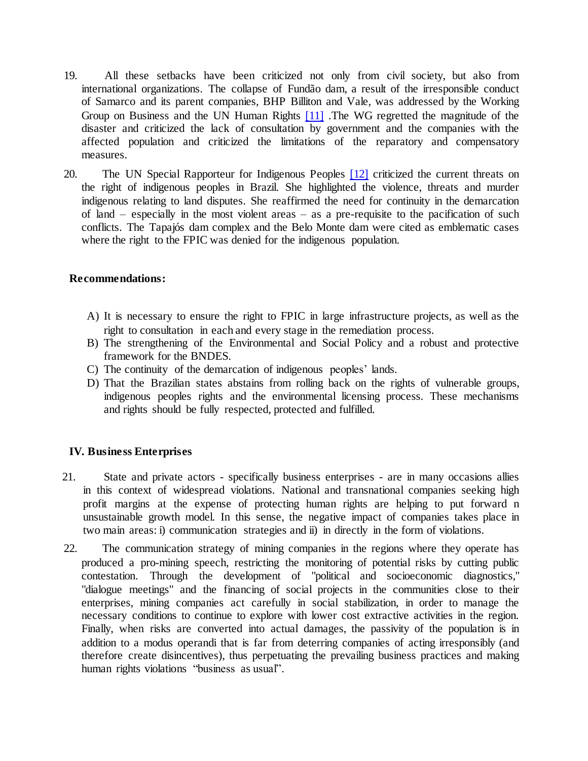19. All these setbacks have been criticized not only from civil society, but also from international organizations. The collapse of Fundão dam, a result of the irresponsible conduct of Samarco and its parent companies, BHP Billiton and Vale, was addressed by the Working Group on Business and the UN Human Rights [11] .The WG regretted the magnitude of the disaster and criticized the lack of consultation by government and the companies with the affected population and criticized the limitations of the reparatory and compensatory measures.

20. The UN Special Rapporteur for Indigenous Peoples [12] criticized the current threats on the right of indigenous peoples in Brazil. She highlighted the violence, threats and murder indigenous relating to land disputes. She reaffirmed the need for continuity in the demarcation of land – especially in the most violent areas – as a pre-requisite to the pacification of such conflicts. The Tapajós dam complex and the Belo Monte dam were cited as emblematic cases where the right to the FPIC was denied for the indigenous population.

**Recommendations:**

A) It is necessary to ensure the right to FPIC in large infrastructure projects, as well as the right to consultation in each and every stage in the remediation process.
B) The strengthening of the Environmental and Social Policy and a robust and protective framework for the BNDES.
C) The continuity of the demarcation of indigenous peoples' lands.
D) That the Brazilian states abstains from rolling back on the rights of vulnerable groups, indigenous peoples rights and the environmental licensing process. These mechanisms and rights should be fully respected, protected and fulfilled.

## IV. Business Enterprises

21. State and private actors - specifically business enterprises - are in many occasions allies in this context of widespread violations. National and transnational companies seeking high profit margins at the expense of protecting human rights are helping to put forward n unsustainable growth model. In this sense, the negative impact of companies takes place in two main areas: i) communication strategies and ii) in directly in the form of violations.

22. The communication strategy of mining companies in the regions where they operate has produced a pro-mining speech, restricting the monitoring of potential risks by cutting public contestation. Through the development of "political and socioeconomic diagnostics," "dialogue meetings" and the financing of social projects in the communities close to their enterprises, mining companies act carefully in social stabilization, in order to manage the necessary conditions to continue to explore with lower cost extractive activities in the region. Finally, when risks are converted into actual damages, the passivity of the population is in addition to a modus operandi that is far from deterring companies of acting irresponsibly (and therefore create disincentives), thus perpetuating the prevailing business practices and making human rights violations "business as usual".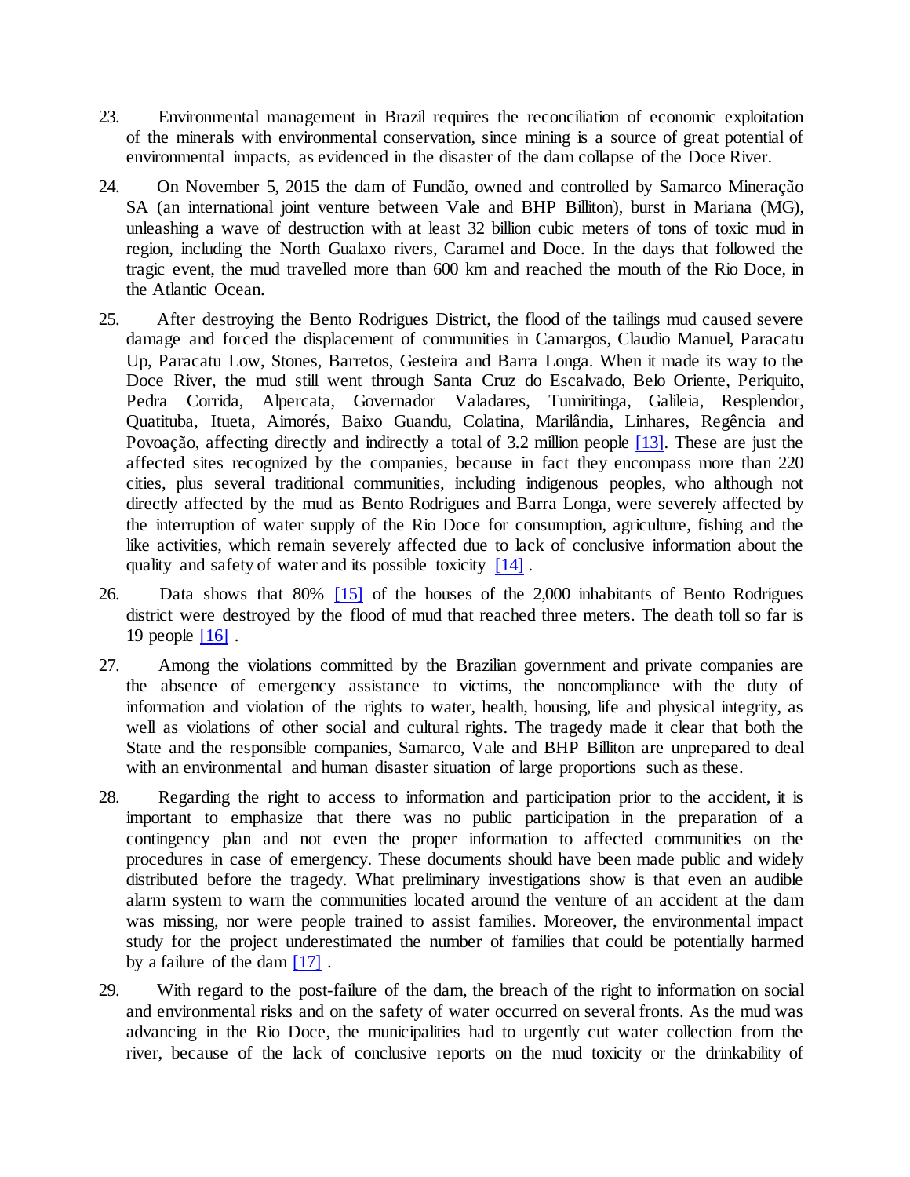23. Environmental management in Brazil requires the reconciliation of economic exploitation of the minerals with environmental conservation, since mining is a source of great potential of environmental impacts, as evidenced in the disaster of the dam collapse of the Doce River.

24. On November 5, 2015 the dam of Fundão, owned and controlled by Samarco Mineração SA (an international joint venture between Vale and BHP Billiton), burst in Mariana (MG), unleashing a wave of destruction with at least 32 billion cubic meters of tons of toxic mud in region, including the North Gualaxo rivers, Caramel and Doce. In the days that followed the tragic event, the mud travelled more than 600 km and reached the mouth of the Rio Doce, in the Atlantic Ocean.

25. After destroying the Bento Rodrigues District, the flood of the tailings mud caused severe damage and forced the displacement of communities in Camargos, Claudio Manuel, Paracatu Up, Paracatu Low, Stones, Barretos, Gesteira and Barra Longa. When it made its way to the Doce River, the mud still went through Santa Cruz do Escalvado, Belo Oriente, Periquito, Pedra Corrida, Alpercata, Governador Valadares, Tumiritinga, Galileia, Resplendor, Quatituba, Itueta, Aimorés, Baixo Guandu, Colatina, Marilândia, Linhares, Regência and Povoação, affecting directly and indirectly a total of 3.2 million people [13]. These are just the affected sites recognized by the companies, because in fact they encompass more than 220 cities, plus several traditional communities, including indigenous peoples, who although not directly affected by the mud as Bento Rodrigues and Barra Longa, were severely affected by the interruption of water supply of the Rio Doce for consumption, agriculture, fishing and the like activities, which remain severely affected due to lack of conclusive information about the quality and safety of water and its possible toxicity [14] .

26. Data shows that 80% [15] of the houses of the 2,000 inhabitants of Bento Rodrigues district were destroyed by the flood of mud that reached three meters. The death toll so far is 19 people [16] .

27. Among the violations committed by the Brazilian government and private companies are the absence of emergency assistance to victims, the noncompliance with the duty of information and violation of the rights to water, health, housing, life and physical integrity, as well as violations of other social and cultural rights. The tragedy made it clear that both the State and the responsible companies, Samarco, Vale and BHP Billiton are unprepared to deal with an environmental and human disaster situation of large proportions such as these.

28. Regarding the right to access to information and participation prior to the accident, it is important to emphasize that there was no public participation in the preparation of a contingency plan and not even the proper information to affected communities on the procedures in case of emergency. These documents should have been made public and widely distributed before the tragedy. What preliminary investigations show is that even an audible alarm system to warn the communities located around the venture of an accident at the dam was missing, nor were people trained to assist families. Moreover, the environmental impact study for the project underestimated the number of families that could be potentially harmed by a failure of the dam [17] .

29. With regard to the post-failure of the dam, the breach of the right to information on social and environmental risks and on the safety of water occurred on several fronts. As the mud was advancing in the Rio Doce, the municipalities had to urgently cut water collection from the river, because of the lack of conclusive reports on the mud toxicity or the drinkability of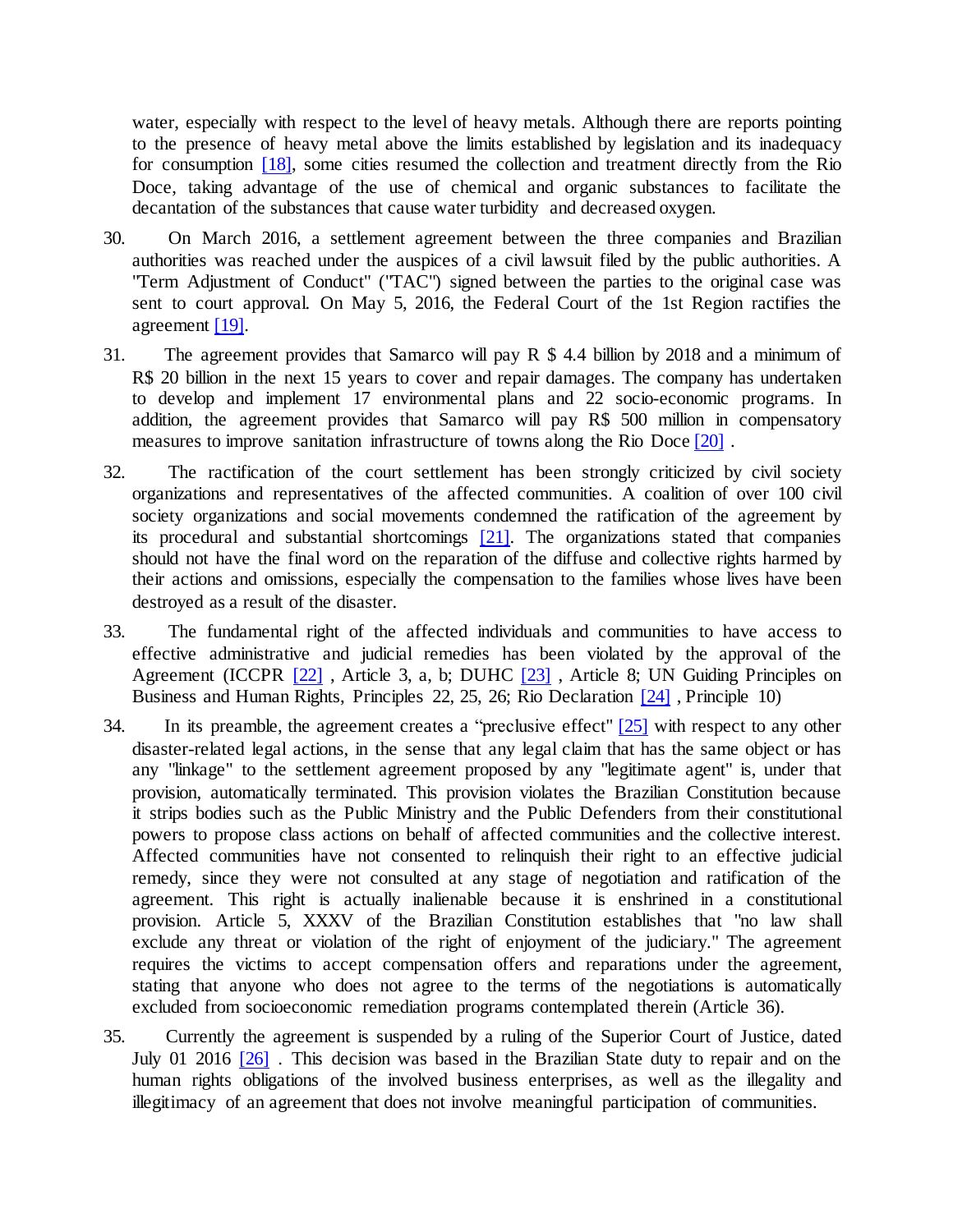water, especially with respect to the level of heavy metals. Although there are reports pointing to the presence of heavy metal above the limits established by legislation and its inadequacy for consumption [18], some cities resumed the collection and treatment directly from the Rio Doce, taking advantage of the use of chemical and organic substances to facilitate the decantation of the substances that cause water turbidity and decreased oxygen.

30. On March 2016, a settlement agreement between the three companies and Brazilian authorities was reached under the auspices of a civil lawsuit filed by the public authorities. A "Term Adjustment of Conduct" ("TAC") signed between the parties to the original case was sent to court approval. On May 5, 2016, the Federal Court of the 1st Region ractifies the agreement [19].

31. The agreement provides that Samarco will pay R $ 4.4 billion by 2018 and a minimum of R$ 20 billion in the next 15 years to cover and repair damages. The company has undertaken to develop and implement 17 environmental plans and 22 socio-economic programs. In addition, the agreement provides that Samarco will pay R$ 500 million in compensatory measures to improve sanitation infrastructure of towns along the Rio Doce [20] .

32. The ractification of the court settlement has been strongly criticized by civil society organizations and representatives of the affected communities. A coalition of over 100 civil society organizations and social movements condemned the ratification of the agreement by its procedural and substantial shortcomings [21]. The organizations stated that companies should not have the final word on the reparation of the diffuse and collective rights harmed by their actions and omissions, especially the compensation to the families whose lives have been destroyed as a result of the disaster.

33. The fundamental right of the affected individuals and communities to have access to effective administrative and judicial remedies has been violated by the approval of the Agreement (ICCPR [22] , Article 3, a, b; DUHC [23] , Article 8; UN Guiding Principles on Business and Human Rights, Principles 22, 25, 26; Rio Declaration [24] , Principle 10)

34. In its preamble, the agreement creates a "preclusive effect" [25] with respect to any other disaster-related legal actions, in the sense that any legal claim that has the same object or has any "linkage" to the settlement agreement proposed by any "legitimate agent" is, under that provision, automatically terminated. This provision violates the Brazilian Constitution because it strips bodies such as the Public Ministry and the Public Defenders from their constitutional powers to propose class actions on behalf of affected communities and the collective interest. Affected communities have not consented to relinquish their right to an effective judicial remedy, since they were not consulted at any stage of negotiation and ratification of the agreement. This right is actually inalienable because it is enshrined in a constitutional provision. Article 5, XXXV of the Brazilian Constitution establishes that "no law shall exclude any threat or violation of the right of enjoyment of the judiciary." The agreement requires the victims to accept compensation offers and reparations under the agreement, stating that anyone who does not agree to the terms of the negotiations is automatically excluded from socioeconomic remediation programs contemplated therein (Article 36).

35. Currently the agreement is suspended by a ruling of the Superior Court of Justice, dated July 01 2016 [26] . This decision was based in the Brazilian State duty to repair and on the human rights obligations of the involved business enterprises, as well as the illegality and illegitimacy of an agreement that does not involve meaningful participation of communities.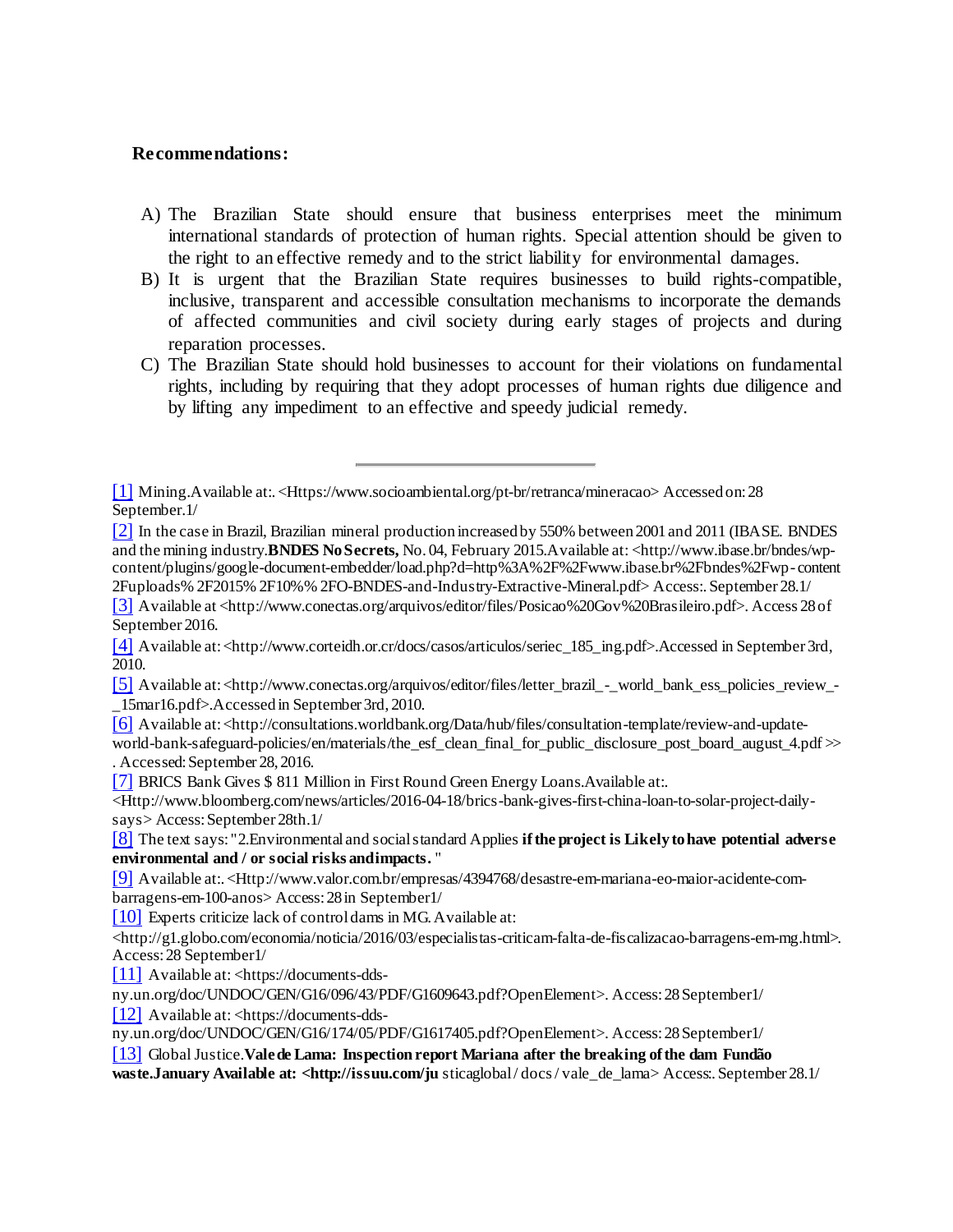**Recommendations:**

A) The Brazilian State should ensure that business enterprises meet the minimum international standards of protection of human rights. Special attention should be given to the right to an effective remedy and to the strict liability for environmental damages.

B) It is urgent that the Brazilian State requires businesses to build rights-compatible, inclusive, transparent and accessible consultation mechanisms to incorporate the demands of affected communities and civil society during early stages of projects and during reparation processes.

C) The Brazilian State should hold businesses to account for their violations on fundamental rights, including by requiring that they adopt processes of human rights due diligence and by lifting any impediment to an effective and speedy judicial remedy.

---

[1] Mining.Available at:. <Https://www.socioambiental.org/pt-br/retranca/mineracao> Accessed on: 28 September.1/

[2] In the case in Brazil, Brazilian mineral production increased by 550% between 2001 and 2011 (IBASE. BNDES and the mining industry.**BNDES No Secrets,** No. 04, February 2015.Available at: <http://www.ibase.br/bndes/wp-content/plugins/google-document-embedder/load.php?d=http%3A%2F%2Fwww.ibase.br%2Fbndes%2Fwp-content 2Fuploads% 2F2015% 2F10%% 2FO-BNDES-and-Industry-Extractive-Mineral.pdf> Access:. September 28.1/

[3] Available at <http://www.conectas.org/arquivos/editor/files/Posicao%20Gov%20Brasileiro.pdf>. Access 28 of September 2016.

[4] Available at: <http://www.corteidh.or.cr/docs/casos/articulos/seriec_185_ing.pdf>.Accessed in September 3rd, 2010.

[5] Available at: <http://www.conectas.org/arquivos/editor/files/letter_brazil_-_world_bank_ess_policies_review_-_15mar16.pdf>.Accessed in September 3rd, 2010.

[6] Available at: <http://consultations.worldbank.org/Data/hub/files/consultation-template/review-and-update-world-bank-safeguard-policies/en/materials/the_esf_clean_final_for_public_disclosure_post_board_august_4.pdf >> . Accessed: September 28, 2016.

[7] BRICS Bank Gives $ 811 Million in First Round Green Energy Loans.Available at:. <Http://www.bloomberg.com/news/articles/2016-04-18/brics-bank-gives-first-china-loan-to-solar-project-daily-says> Access: September 28th.1/

[8] The text says: "2.Environmental and social standard Applies **if the project is Likely to have potential adverse environmental and / or social risks and impacts.** "

[9] Available at:. <Http://www.valor.com.br/empresas/4394768/desastre-em-mariana-eo-maior-acidente-com-barragens-em-100-anos> Access: 28 in September1/

[10] Experts criticize lack of control dams in MG. Available at: <http://g1.globo.com/economia/noticia/2016/03/especialistas-criticam-falta-de-fiscalizacao-barragens-em-mg.html>. Access: 28 September1/

[11] Available at: <https://documents-dds-ny.un.org/doc/UNDOC/GEN/G16/096/43/PDF/G1609643.pdf?OpenElement>. Access: 28 September1/

[12] Available at: <https://documents-dds-ny.un.org/doc/UNDOC/GEN/G16/174/05/PDF/G1617405.pdf?OpenElement>. Access: 28 September1/

[13] Global Justice.**Vale de Lama: Inspection report Mariana after the breaking of the dam Fundão waste.January Available at: <http://issuu.com/ju** sticaglobal / docs / vale_de_lama> Access:. September 28.1/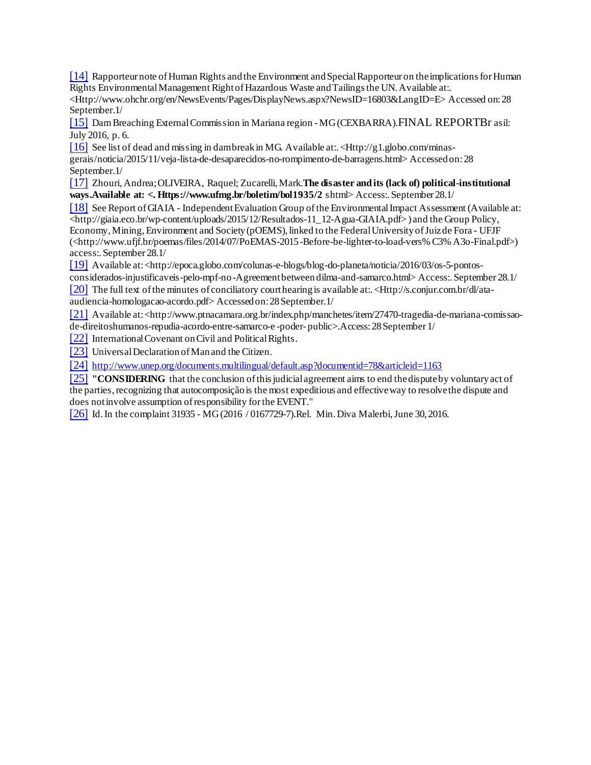[14] Rapporteur note of Human Rights and the Environment and Special Rapporteur on the implications for Human Rights Environmental Management Right of Hazardous Waste and Tailings the UN. Available at:. <Http://www.ohchr.org/en/NewsEvents/Pages/DisplayNews.aspx?NewsID=16803&LangID=E> Accessed on: 28 September.1/

[15] Dam Breaching External Commission in Mariana region - MG (CEXBARRA).FINAL REPORTBr asil: July 2016, p. 6.

[16] See list of dead and missing in dam break in MG. Available at:. <Http://g1.globo.com/minas-gerais/noticia/2015/11/veja-lista-de-desaparecidos-no-rompimento-de-barragens.html> Accessed on: 28 September.1/

[17] Zhouri, Andrea; OLIVEIRA, Raquel; Zucarelli, Mark.**The disaster and its (lack of) political-institutional ways.Available at: <. Https://www.ufmg.br/boletim/bol1935/2** shtml> Access:. September 28.1/

[18] See Report of GIAIA - Independent Evaluation Group of the Environmental Impact Assessment (Available at: <http://giaia.eco.br/wp-content/uploads/2015/12/Resultados-11_12-Agua-GIAIA.pdf> ) and the Group Policy, Economy, Mining, Environment and Society (pOEMS), linked to the Federal University of Juiz de Fora - UFJF (<http://www.ufjf.br/poemas/files/2014/07/PoEMAS-2015-Before-be-lighter-to-load-vers% C3% A3o-Final.pdf>) access:. September 28.1/

[19] Available at: <http://epoca.globo.com/colunas-e-blogs/blog-do-planeta/noticia/2016/03/os-5-pontos-considerados-injustificaveis-pelo-mpf-no-Agreement between dilma-and-samarco.html> Access:. September 28.1/

[20] The full text of the minutes of conciliatory court hearing is available at:. <Http://s.conjur.com.br/dl/ata-audiencia-homologacao-acordo.pdf> Accessed on: 28 September.1/

[21] Available at: <http://www.ptnacamara.org.br/index.php/manchetes/item/27470-tragedia-de-mariana-comissao-de-direitoshumanos-repudia-acordo-entre-samarco-e-poder- public>.Access: 28 September 1/

[22] International Covenant on Civil and Political Rights.

[23] Universal Declaration of Man and the Citizen.

[24] http://www.unep.org/documents.multilingual/default.asp?documentid=78&articleid=1163

[25] **"CONSIDERING** that the conclusion of this judicial agreement aims to end the dispute by voluntary act of the parties, recognizing that autocomposição is the most expeditious and effective way to resolve the dispute and does not involve assumption of responsibility for the EVENT."

[26] Id. In the complaint 31935 - MG (2016 / 0167729-7).Rel. Min. Diva Malerbi, June 30, 2016.